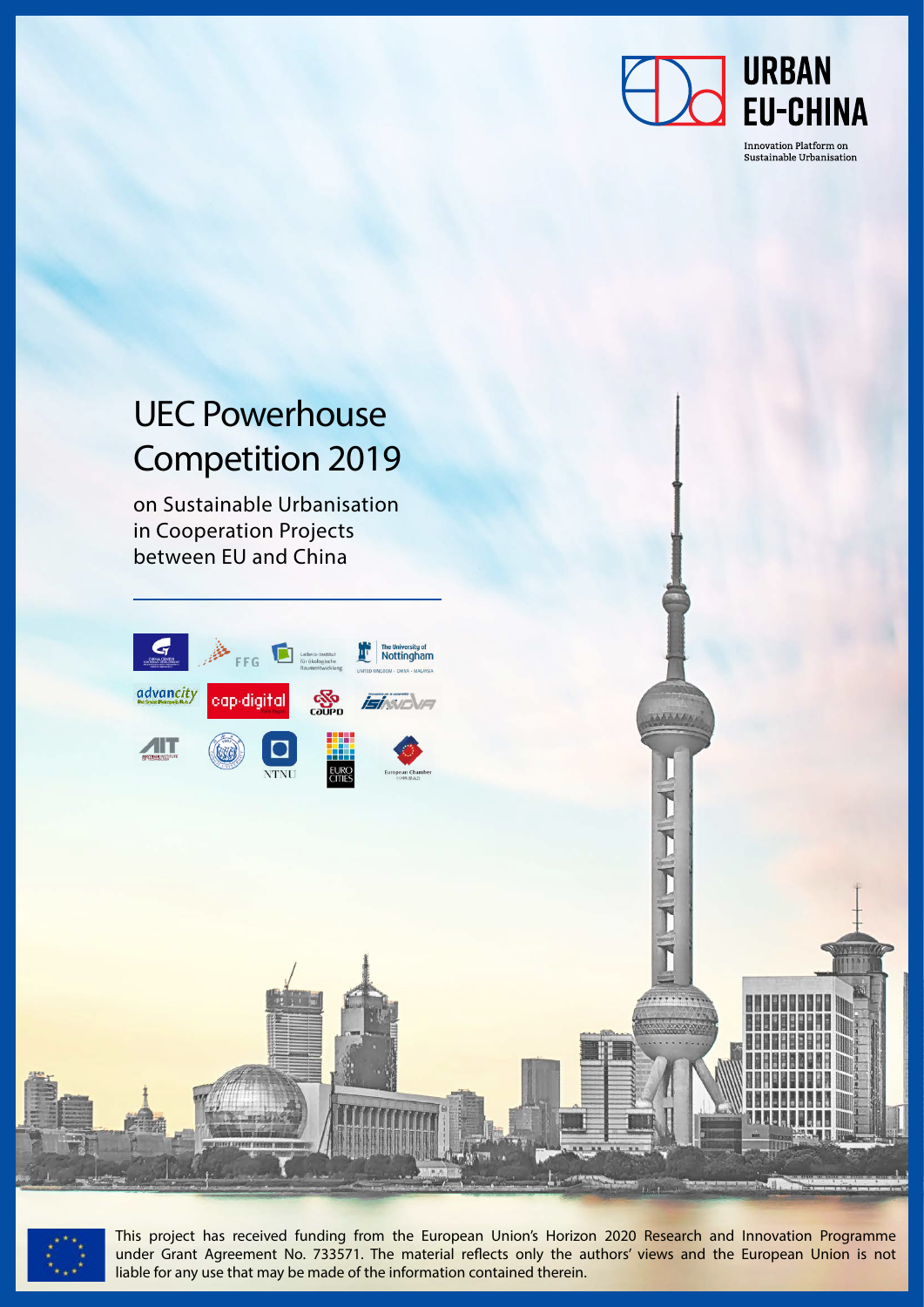URBAN EU-CHINA

Innovation Platform on Sustainable Urbanisation

# UEC Powerhouse Competition 2019

## on Sustainable Urbanisation in Cooperation Projects between EU and China

This project has received funding from the European Union's Horizon 2020 Research and Innovation Programme under Grant Agreement No. 733571. The material reflects only the authors' views and the European Union is not liable for any use that may be made of the information contained therein.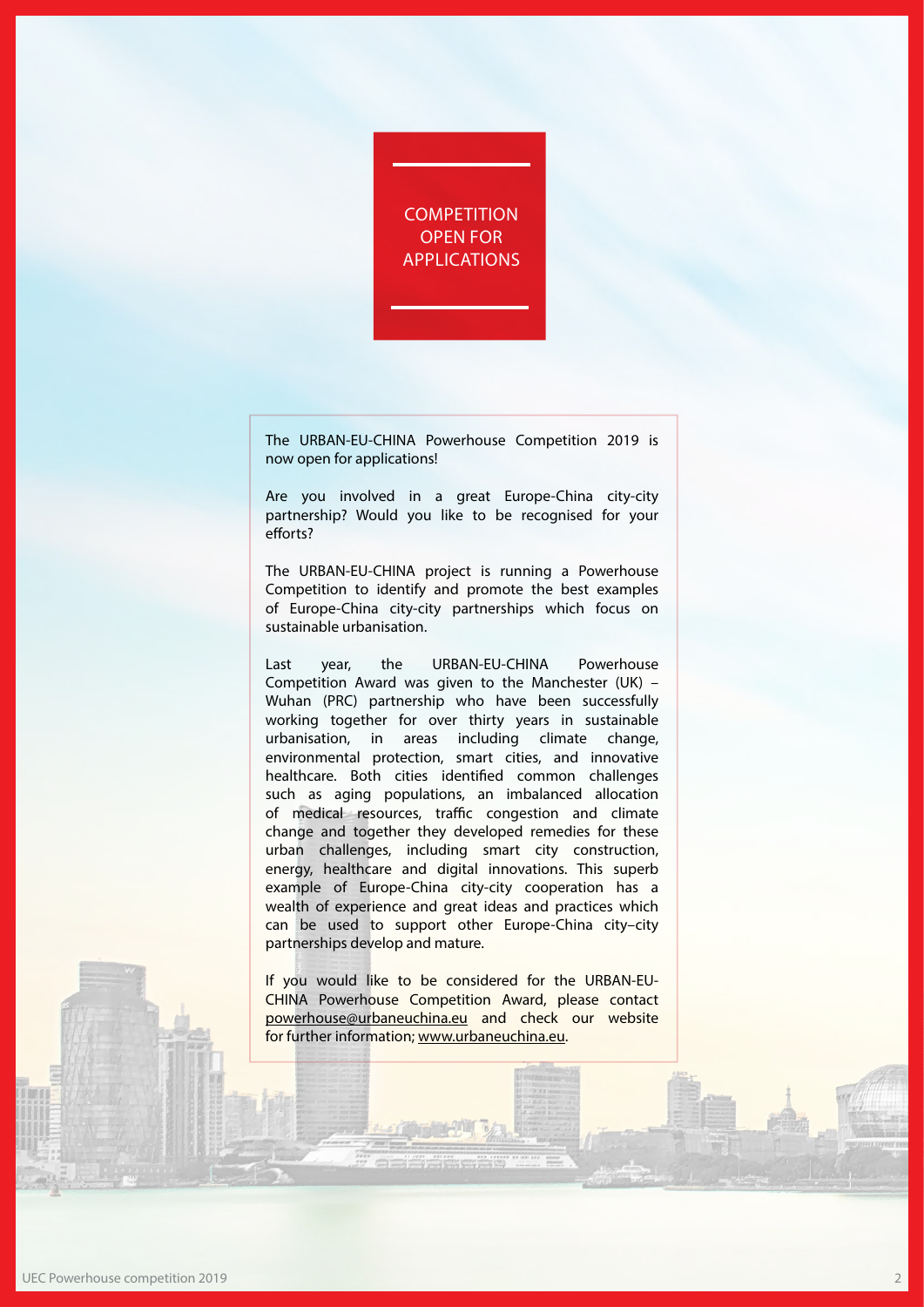# COMPETITION OPEN FOR APPLICATIONS

The URBAN-EU-CHINA Powerhouse Competition 2019 is now open for applications!

Are you involved in a great Europe-China city-city partnership? Would you like to be recognised for your efforts?

The URBAN-EU-CHINA project is running a Powerhouse Competition to identify and promote the best examples of Europe-China city-city partnerships which focus on sustainable urbanisation.

Last year, the URBAN-EU-CHINA Powerhouse Competition Award was given to the Manchester (UK) – Wuhan (PRC) partnership who have been successfully working together for over thirty years in sustainable urbanisation, in areas including climate change, environmental protection, smart cities, and innovative healthcare. Both cities identified common challenges such as aging populations, an imbalanced allocation of medical resources, traffic congestion and climate change and together they developed remedies for these urban challenges, including smart city construction, energy, healthcare and digital innovations. This superb example of Europe-China city-city cooperation has a wealth of experience and great ideas and practices which can be used to support other Europe-China city–city partnerships develop and mature.

If you would like to be considered for the URBAN-EU-CHINA Powerhouse Competition Award, please contact powerhouse@urbaneuchina.eu and check our website for further information; www.urbaneuchina.eu.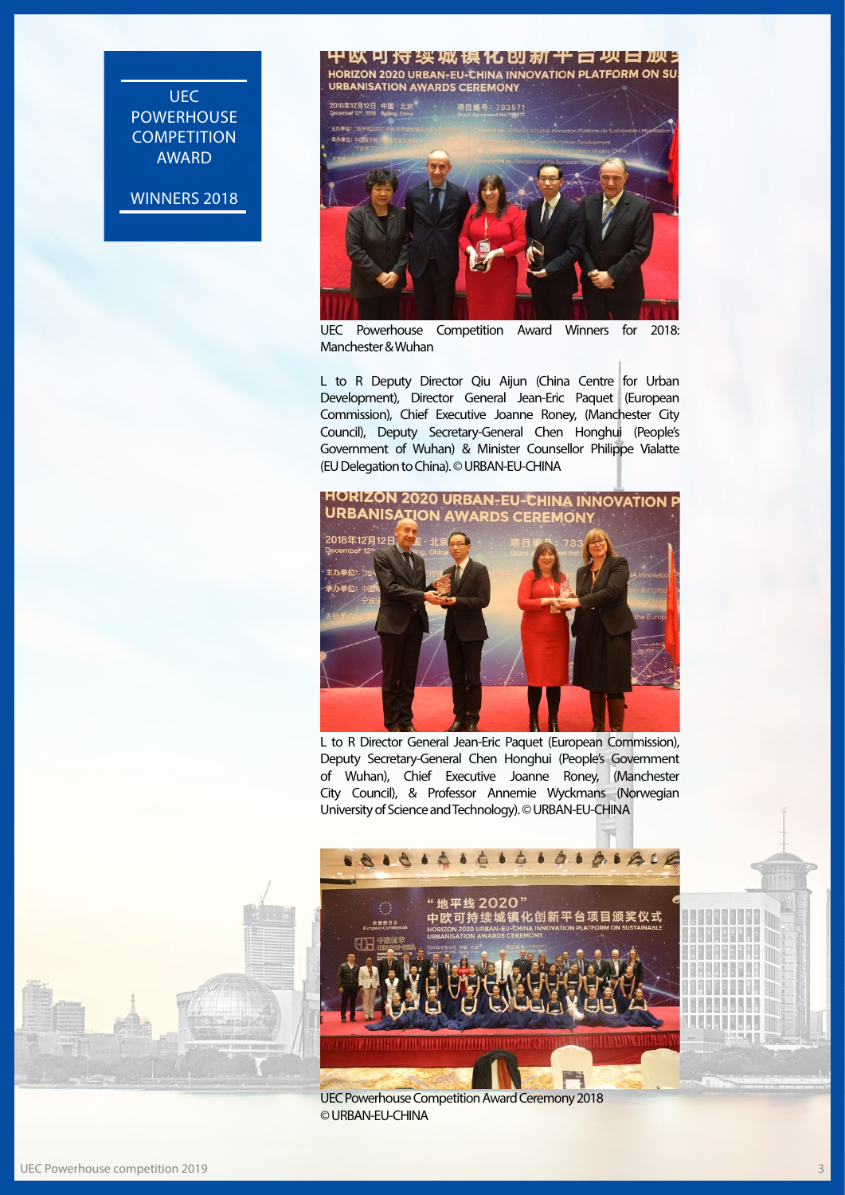# UEC POWERHOUSE COMPETITION AWARD

## WINNERS 2018

UEC Powerhouse Competition Award Winners for 2018: Manchester & Wuhan

L to R Deputy Director Qiu Aijun (China Centre for Urban Development), Director General Jean-Eric Paquet (European Commission), Chief Executive Joanne Roney, (Manchester City Council), Deputy Secretary-General Chen Honghui (People's Government of Wuhan) & Minister Counsellor Philippe Vialatte (EU Delegation to China). © URBAN-EU-CHINA

L to R Director General Jean-Eric Paquet (European Commission), Deputy Secretary-General Chen Honghui (People's Government of Wuhan), Chief Executive Joanne Roney, (Manchester City Council), & Professor Annemie Wyckmans (Norwegian University of Science and Technology). © URBAN-EU-CHINA

UEC Powerhouse Competition Award Ceremony 2018 © URBAN-EU-CHINA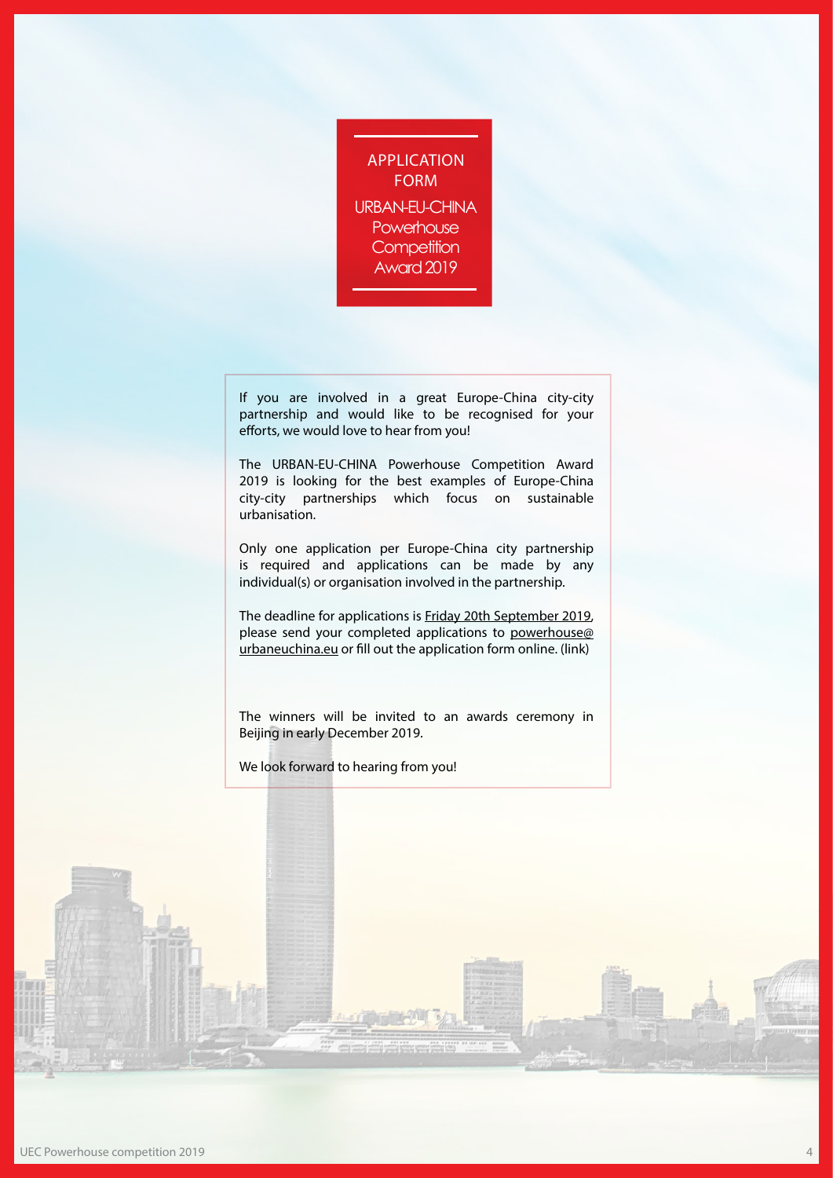# APPLICATION FORM

## URBAN-EU-CHINA Powerhouse Competition Award 2019

If you are involved in a great Europe-China city-city partnership and would like to be recognised for your efforts, we would love to hear from you!

The URBAN-EU-CHINA Powerhouse Competition Award 2019 is looking for the best examples of Europe-China city-city partnerships which focus on sustainable urbanisation.

Only one application per Europe-China city partnership is required and applications can be made by any individual(s) or organisation involved in the partnership.

The deadline for applications is Friday 20th September 2019, please send your completed applications to powerhouse@urbaneuchina.eu or fill out the application form online. (link)

The winners will be invited to an awards ceremony in Beijing in early December 2019.

We look forward to hearing from you!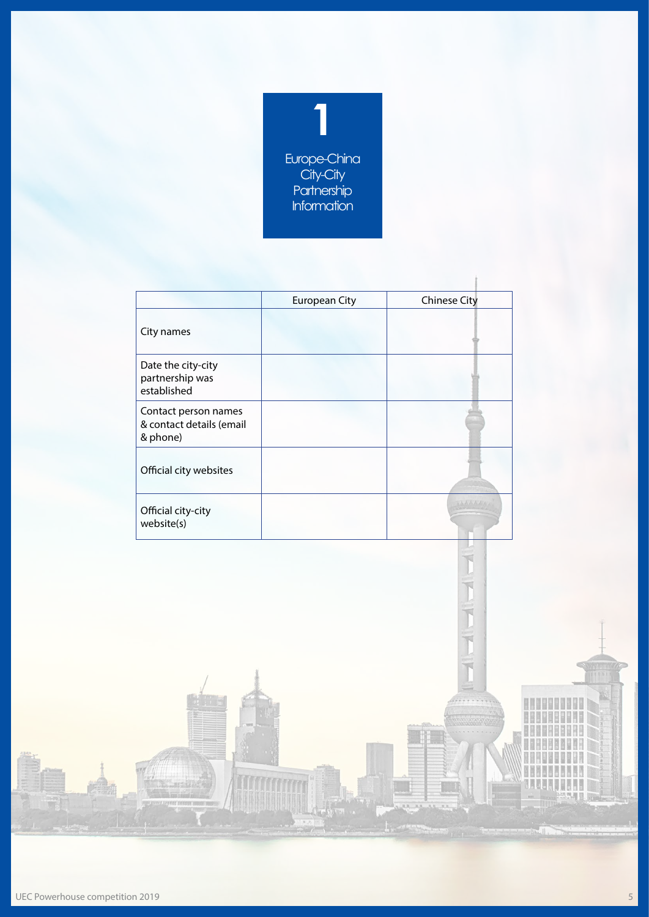# 1

## Europe-China City-City Partnership Information

| | European City | Chinese City |
|---|---|---|
| City names | | |
| Date the city-city partnership was established | | |
| Contact person names & contact details (email & phone) | | |
| Official city websites | | |
| Official city-city website(s) | | |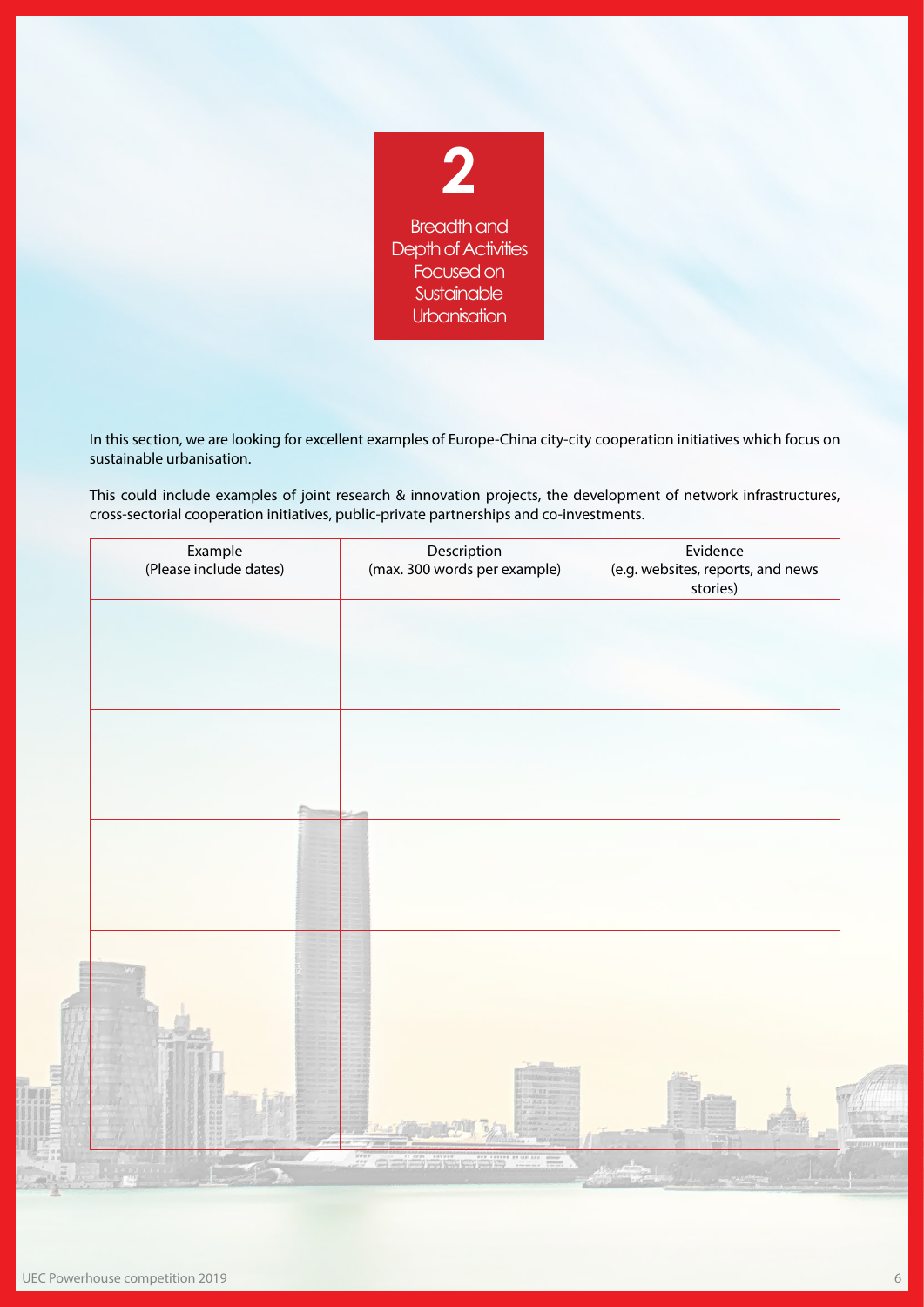# 2

## Breadth and Depth of Activities Focused on Sustainable Urbanisation

In this section, we are looking for excellent examples of Europe-China city-city cooperation initiatives which focus on sustainable urbanisation.

This could include examples of joint research & innovation projects, the development of network infrastructures, cross-sectorial cooperation initiatives, public-private partnerships and co-investments.

| Example (Please include dates) | Description (max. 300 words per example) | Evidence (e.g. websites, reports, and news stories) |
|---|---|---|
| | | |
| | | |
| | | |
| | | |
| | | |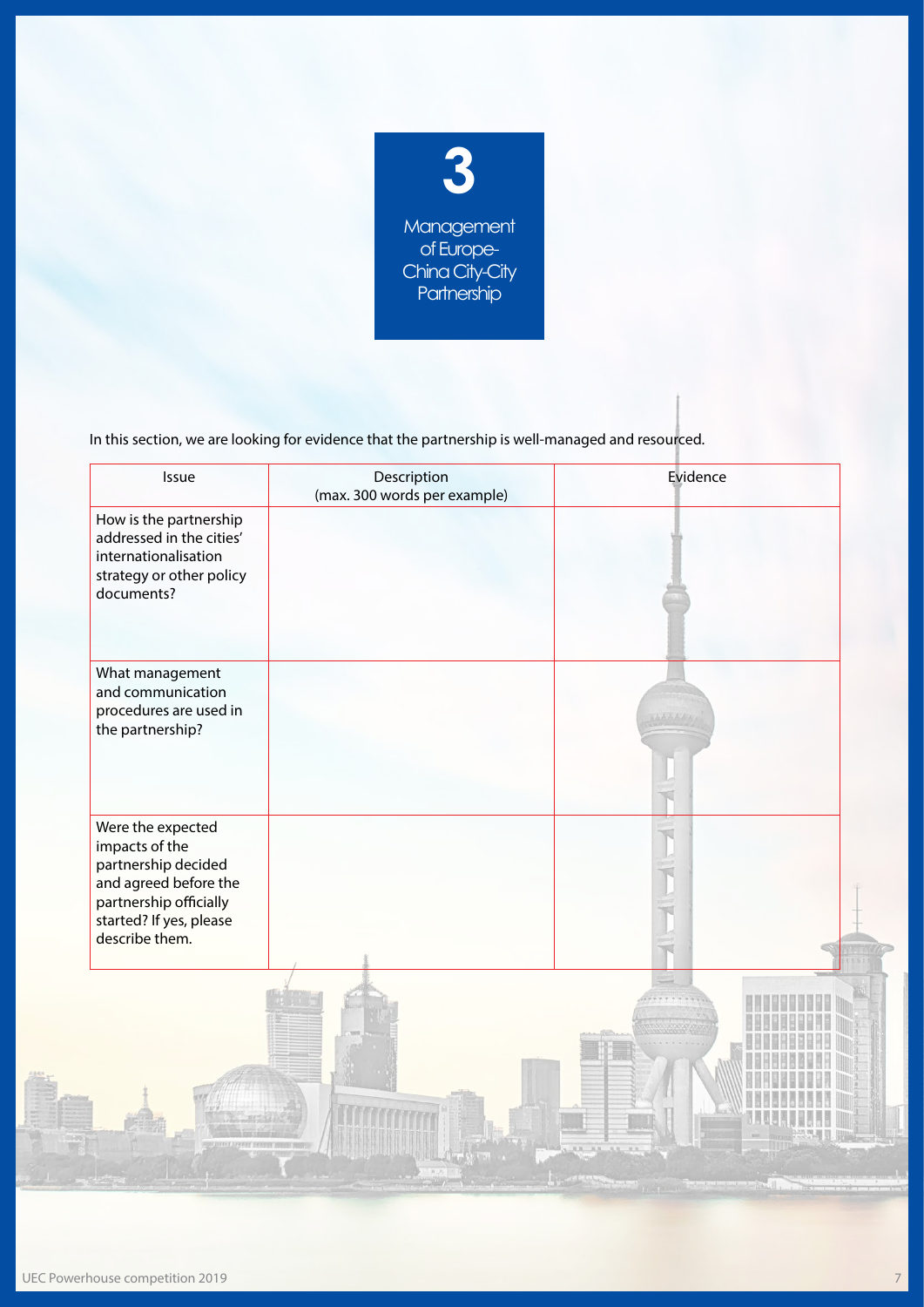# 3

## Management of Europe-China City-City Partnership

In this section, we are looking for evidence that the partnership is well-managed and resourced.

| Issue | Description (max. 300 words per example) | Evidence |
|---|---|---|
| How is the partnership addressed in the cities' internationalisation strategy or other policy documents? | | |
| What management and communication procedures are used in the partnership? | | |
| Were the expected impacts of the partnership decided and agreed before the partnership officially started? If yes, please describe them. | | |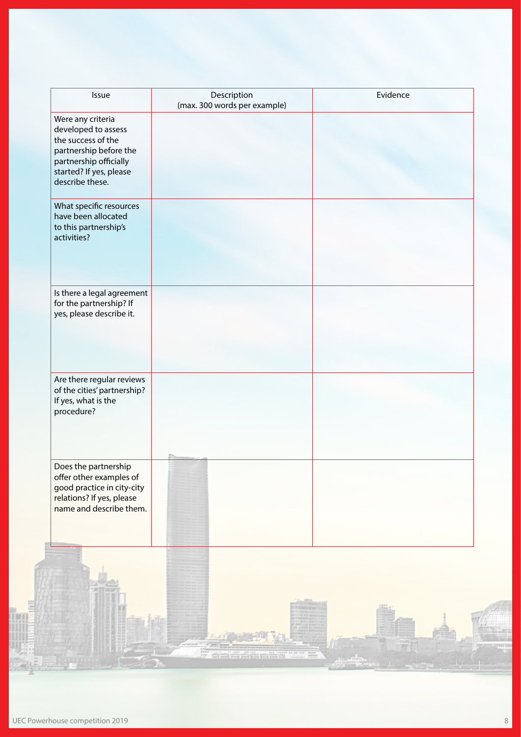| Issue | Description (max. 300 words per example) | Evidence |
| --- | --- | --- |
| Were any criteria developed to assess the success of the partnership before the partnership officially started? If yes, please describe these. | | |
| What specific resources have been allocated to this partnership's activities? | | |
| Is there a legal agreement for the partnership? If yes, please describe it. | | |
| Are there regular reviews of the cities' partnership? If yes, what is the procedure? | | |
| Does the partnership offer other examples of good practice in city-city relations? If yes, please name and describe them. | | |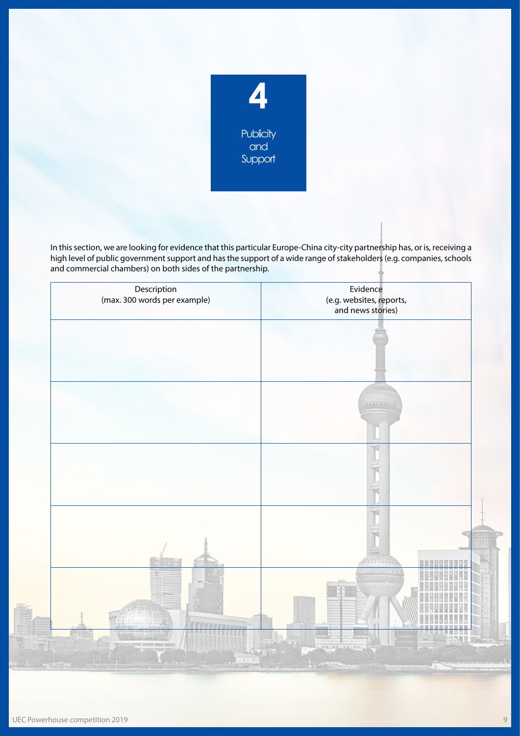# 4 Publicity and Support

In this section, we are looking for evidence that this particular Europe-China city-city partnership has, or is, receiving a high level of public government support and has the support of a wide range of stakeholders (e.g. companies, schools and commercial chambers) on both sides of the partnership.

| Description (max. 300 words per example) | Evidence (e.g. websites, reports, and news stories) |
|---|---|
| | |
| | |
| | |
| | |
| | |